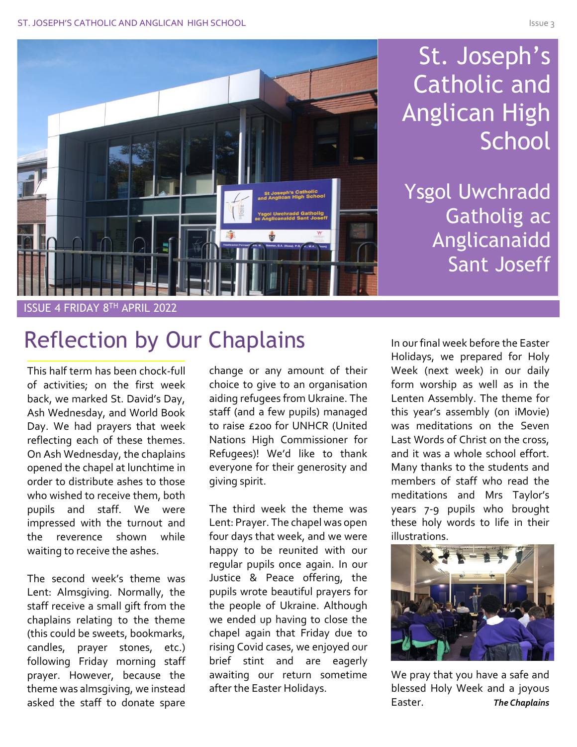# St. Joseph's Catholic and Anglican High School

## Ysgol Uwchradd Gatholig ac Anglicanaidd Sant Joseff

ISSUE 4 FRIDAY 8TH APRIL 2022

# Reflection by Our Chaplains

This half term has been chock-full of activities; on the first week back, we marked St. David's Day, Ash Wednesday, and World Book Day. We had prayers that week reflecting each of these themes. On Ash Wednesday, the chaplains opened the chapel at lunchtime in order to distribute ashes to those who wished to receive them, both pupils and staff. We were impressed with the turnout and the reverence shown while waiting to receive the ashes.

The second week's theme was Lent: Almsgiving. Normally, the staff receive a small gift from the chaplains relating to the theme (this could be sweets, bookmarks, candles, prayer stones, etc.) following Friday morning staff prayer. However, because the theme was almsgiving, we instead asked the staff to donate spare change or any amount of their choice to give to an organisation aiding refugees from Ukraine. The staff (and a few pupils) managed to raise £200 for UNHCR (United Nations High Commissioner for Refugees)! We'd like to thank everyone for their generosity and giving spirit.

The third week the theme was Lent: Prayer. The chapel was open four days that week, and we were happy to be reunited with our regular pupils once again. In our Justice & Peace offering, the pupils wrote beautiful prayers for the people of Ukraine. Although we ended up having to close the chapel again that Friday due to rising Covid cases, we enjoyed our brief stint and are eagerly awaiting our return sometime after the Easter Holidays.

In our final week before the Easter Holidays, we prepared for Holy Week (next week) in our daily form worship as well as in the Lenten Assembly. The theme for this year's assembly (on iMovie) was meditations on the Seven Last Words of Christ on the cross, and it was a whole school effort. Many thanks to the students and members of staff who read the meditations and Mrs Taylor's years 7-9 pupils who brought these holy words to life in their illustrations.

We pray that you have a safe and blessed Holy Week and a joyous Easter.

***The Chaplains***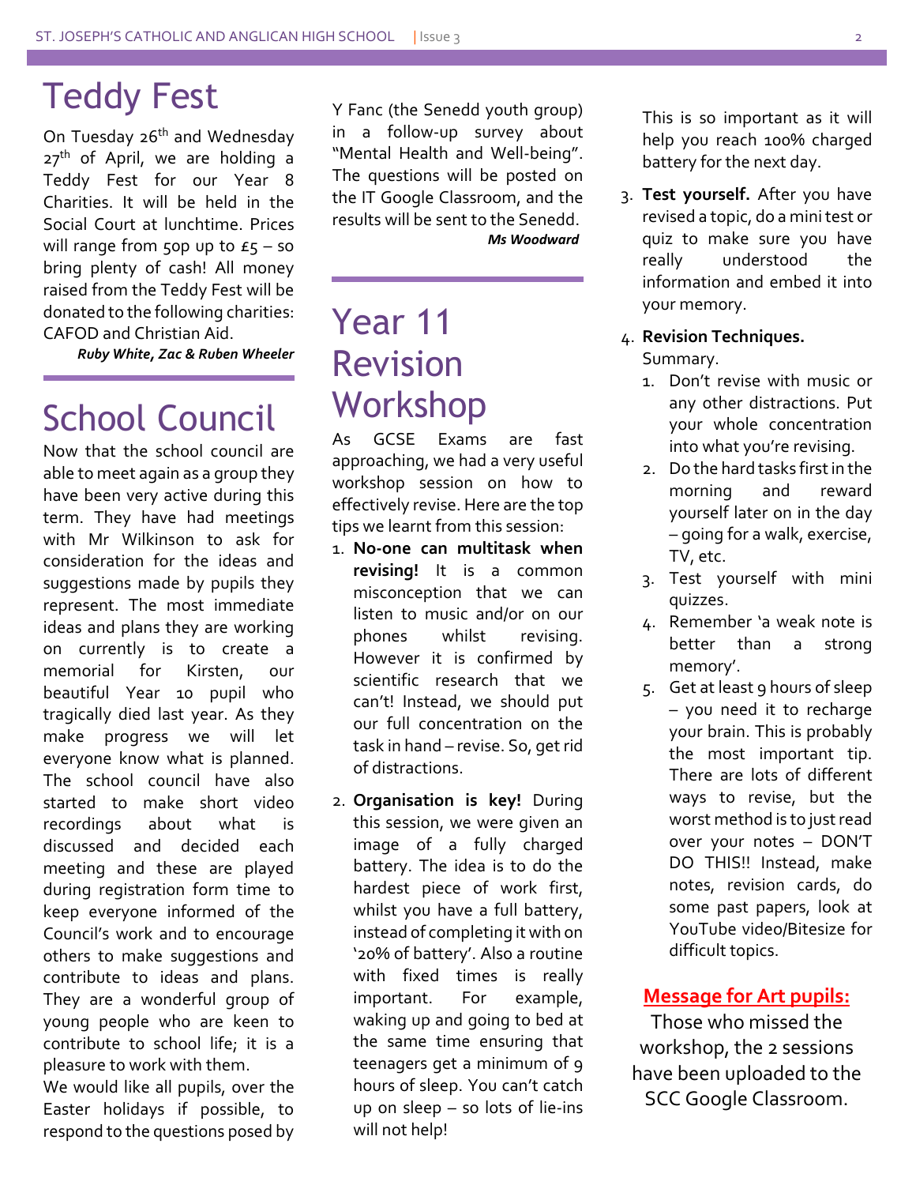## Teddy Fest

On Tuesday 26th and Wednesday 27th of April, we are holding a Teddy Fest for our Year 8 Charities. It will be held in the Social Court at lunchtime. Prices will range from 50p up to £5 – so bring plenty of cash! All money raised from the Teddy Fest will be donated to the following charities: CAFOD and Christian Aid.

***Ruby White, Zac & Ruben Wheeler***

## School Council

Now that the school council are able to meet again as a group they have been very active during this term. They have had meetings with Mr Wilkinson to ask for consideration for the ideas and suggestions made by pupils they represent. The most immediate ideas and plans they are working on currently is to create a memorial for Kirsten, our beautiful Year 10 pupil who tragically died last year. As they make progress we will let everyone know what is planned. The school council have also started to make short video recordings about what is discussed and decided each meeting and these are played during registration form time to keep everyone informed of the Council's work and to encourage others to make suggestions and contribute to ideas and plans. They are a wonderful group of young people who are keen to contribute to school life; it is a pleasure to work with them.

We would like all pupils, over the Easter holidays if possible, to respond to the questions posed by Y Fanc (the Senedd youth group) in a follow-up survey about "Mental Health and Well-being". The questions will be posted on the IT Google Classroom, and the results will be sent to the Senedd.

***Ms Woodward***

## Year 11 Revision Workshop

As GCSE Exams are fast approaching, we had a very useful workshop session on how to effectively revise. Here are the top tips we learnt from this session:

1. **No-one can multitask when revising!** It is a common misconception that we can listen to music and/or on our phones whilst revising. However it is confirmed by scientific research that we can't! Instead, we should put our full concentration on the task in hand – revise. So, get rid of distractions.
2. **Organisation is key!** During this session, we were given an image of a fully charged battery. The idea is to do the hardest piece of work first, whilst you have a full battery, instead of completing it with on '20% of battery'. Also a routine with fixed times is really important. For example, waking up and going to bed at the same time ensuring that teenagers get a minimum of 9 hours of sleep. You can't catch up on sleep – so lots of lie-ins will not help!

   This is so important as it will help you reach 100% charged battery for the next day.
3. **Test yourself.** After you have revised a topic, do a mini test or quiz to make sure you have really understood the information and embed it into your memory.
4. **Revision Techniques.**
   Summary.
   1. Don't revise with music or any other distractions. Put your whole concentration into what you're revising.
   2. Do the hard tasks first in the morning and reward yourself later on in the day – going for a walk, exercise, TV, etc.
   3. Test yourself with mini quizzes.
   4. Remember 'a weak note is better than a strong memory'.
   5. Get at least 9 hours of sleep – you need it to recharge your brain. This is probably the most important tip. There are lots of different ways to revise, but the worst method is to just read over your notes – DON'T DO THIS!! Instead, make notes, revision cards, do some past papers, look at YouTube video/Bitesize for difficult topics.

**Message for Art pupils:**

Those who missed the workshop, the 2 sessions have been uploaded to the SCC Google Classroom.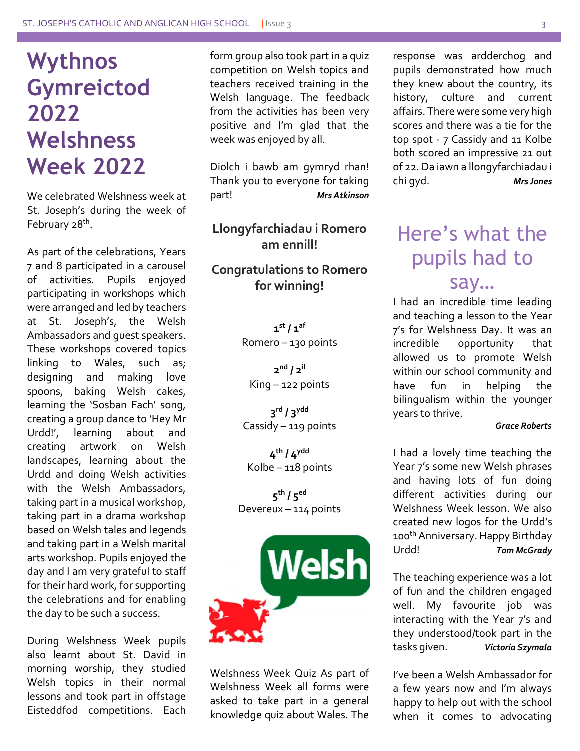# Wythnos Gymreictod 2022 Welshness Week 2022

We celebrated Welshness week at St. Joseph's during the week of February 28th.

As part of the celebrations, Years 7 and 8 participated in a carousel of activities. Pupils enjoyed participating in workshops which were arranged and led by teachers at St. Joseph's, the Welsh Ambassadors and guest speakers. These workshops covered topics linking to Wales, such as; designing and making love spoons, baking Welsh cakes, learning the 'Sosban Fach' song, creating a group dance to 'Hey Mr Urdd!', learning about and creating artwork on Welsh landscapes, learning about the Urdd and doing Welsh activities with the Welsh Ambassadors, taking part in a musical workshop, taking part in a drama workshop based on Welsh tales and legends and taking part in a Welsh marital arts workshop. Pupils enjoyed the day and I am very grateful to staff for their hard work, for supporting the celebrations and for enabling the day to be such a success.

During Welshness Week pupils also learnt about St. David in morning worship, they studied Welsh topics in their normal lessons and took part in offstage Eisteddfod competitions. Each form group also took part in a quiz competition on Welsh topics and teachers received training in the Welsh language. The feedback from the activities has been very positive and I'm glad that the week was enjoyed by all.

Diolch i bawb am gymryd rhan! Thank you to everyone for taking part! ***Mrs Atkinson***

**Llongyfarchiadau i Romero am ennill!**

**Congratulations to Romero for winning!**

**1st / 1af**
Romero – 130 points

**2nd / 2il**
King – 122 points

**3rd / 3ydd**
Cassidy – 119 points

**4th / 4ydd**
Kolbe – 118 points

**5th / 5ed**
Devereux – 114 points

Welshness Week Quiz As part of Welshness Week all forms were asked to take part in a general knowledge quiz about Wales. The response was ardderchog and pupils demonstrated how much they knew about the country, its history, culture and current affairs. There were some very high scores and there was a tie for the top spot - 7 Cassidy and 11 Kolbe both scored an impressive 21 out of 22. Da iawn a llongyfarchiadau i chi gyd. ***Mrs Jones***

## Here's what the pupils had to say...

I had an incredible time leading and teaching a lesson to the Year 7's for Welshness Day. It was an incredible opportunity that allowed us to promote Welsh within our school community and have fun in helping the bilingualism within the younger years to thrive.

***Grace Roberts***

I had a lovely time teaching the Year 7's some new Welsh phrases and having lots of fun doing different activities during our Welshness Week lesson. We also created new logos for the Urdd's 100th Anniversary. Happy Birthday Urdd! ***Tom McGrady***

The teaching experience was a lot of fun and the children engaged well. My favourite job was interacting with the Year 7's and they understood/took part in the tasks given. ***Victoria Szymala***

I've been a Welsh Ambassador for a few years now and I'm always happy to help out with the school when it comes to advocating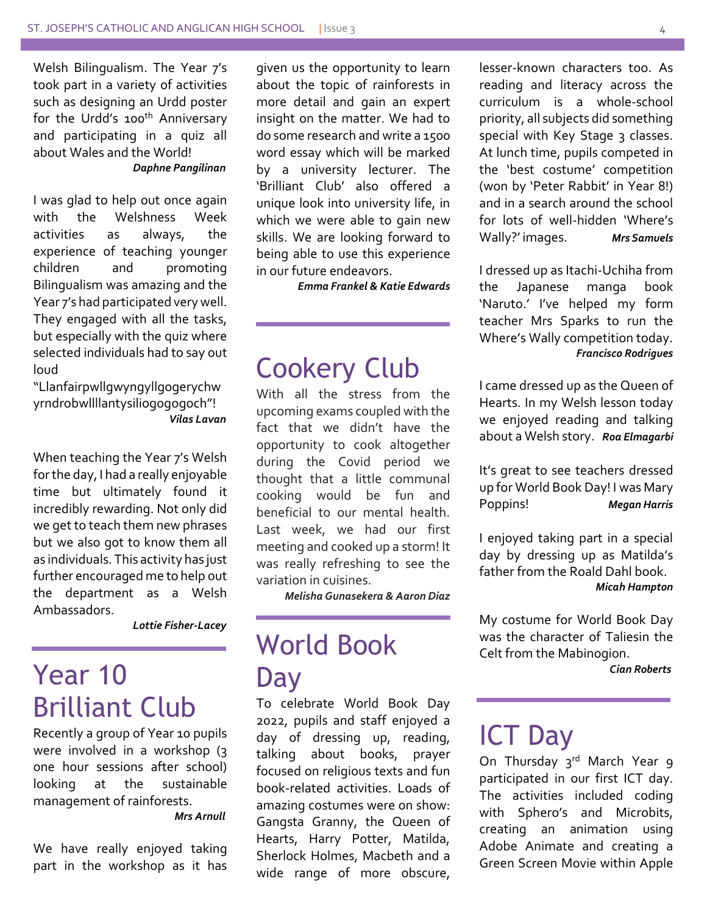Welsh Bilingualism. The Year 7's took part in a variety of activities such as designing an Urdd poster for the Urdd's 100th Anniversary and participating in a quiz all about Wales and the World!

***Daphne Pangilinan***

I was glad to help out once again with the Welshness Week activities as always, the experience of teaching younger children and promoting Bilingualism was amazing and the Year 7's had participated very well. They engaged with all the tasks, but especially with the quiz where selected individuals had to say out loud "Llanfairpwllgwyngyllgogerychwyrndrobwllllantysiliogogogoch"!

***Vilas Lavan***

When teaching the Year 7's Welsh for the day, I had a really enjoyable time but ultimately found it incredibly rewarding. Not only did we get to teach them new phrases but we also got to know them all as individuals. This activity has just further encouraged me to help out the department as a Welsh Ambassadors.

***Lottie Fisher-Lacey***

# Year 10 Brilliant Club

Recently a group of Year 10 pupils were involved in a workshop (3 one hour sessions after school) looking at the sustainable management of rainforests.

***Mrs Arnull***

We have really enjoyed taking part in the workshop as it has given us the opportunity to learn about the topic of rainforests in more detail and gain an expert insight on the matter. We had to do some research and write a 1500 word essay which will be marked by a university lecturer. The 'Brilliant Club' also offered a unique look into university life, in which we were able to gain new skills. We are looking forward to being able to use this experience in our future endeavors.

***Emma Frankel & Katie Edwards***

# Cookery Club

With all the stress from the upcoming exams coupled with the fact that we didn't have the opportunity to cook altogether during the Covid period we thought that a little communal cooking would be fun and beneficial to our mental health. Last week, we had our first meeting and cooked up a storm! It was really refreshing to see the variation in cuisines.

***Melisha Gunasekera & Aaron Diaz***

# World Book Day

To celebrate World Book Day 2022, pupils and staff enjoyed a day of dressing up, reading, talking about books, prayer focused on religious texts and fun book-related activities. Loads of amazing costumes were on show: Gangsta Granny, the Queen of Hearts, Harry Potter, Matilda, Sherlock Holmes, Macbeth and a wide range of more obscure, lesser-known characters too. As reading and literacy across the curriculum is a whole-school priority, all subjects did something special with Key Stage 3 classes. At lunch time, pupils competed in the 'best costume' competition (won by 'Peter Rabbit' in Year 8!) and in a search around the school for lots of well-hidden 'Where's Wally?' images. ***Mrs Samuels***

I dressed up as Itachi-Uchiha from the Japanese manga book 'Naruto.' I've helped my form teacher Mrs Sparks to run the Where's Wally competition today.

***Francisco Rodrigues***

I came dressed up as the Queen of Hearts. In my Welsh lesson today we enjoyed reading and talking about a Welsh story. ***Roa Elmagarbi***

It's great to see teachers dressed up for World Book Day! I was Mary Poppins! ***Megan Harris***

I enjoyed taking part in a special day by dressing up as Matilda's father from the Roald Dahl book.

***Micah Hampton***

My costume for World Book Day was the character of Taliesin the Celt from the Mabinogion.

***Cian Roberts***

# ICT Day

On Thursday 3rd March Year 9 participated in our first ICT day. The activities included coding with Sphero's and Microbits, creating an animation using Adobe Animate and creating a Green Screen Movie within Apple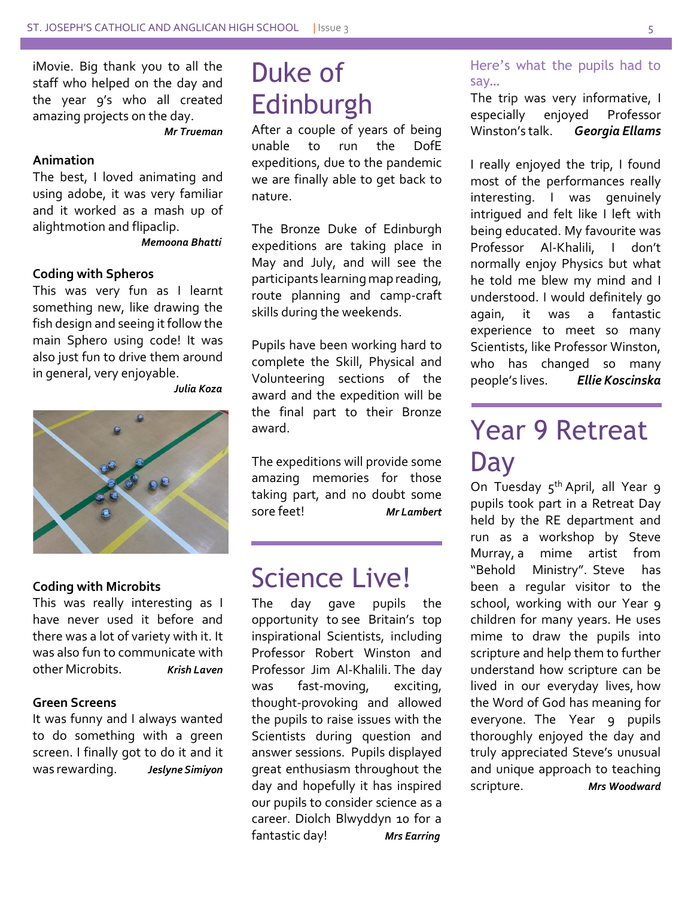iMovie. Big thank you to all the staff who helped on the day and the year 9's who all created amazing projects on the day.

***Mr Trueman***

**Animation**

The best, I loved animating and using adobe, it was very familiar and it worked as a mash up of alightmotion and flipaclip.

***Memoona Bhatti***

**Coding with Spheros**

This was very fun as I learnt something new, like drawing the fish design and seeing it follow the main Sphero using code! It was also just fun to drive them around in general, very enjoyable.

***Julia Koza***

**Coding with Microbits**

This was really interesting as I have never used it before and there was a lot of variety with it. It was also fun to communicate with other Microbits.

***Krish Laven***

**Green Screens**

It was funny and I always wanted to do something with a green screen. I finally got to do it and it was rewarding.

***Jeslyne Simiyon***

# Duke of Edinburgh

After a couple of years of being unable to run the DofE expeditions, due to the pandemic we are finally able to get back to nature.

The Bronze Duke of Edinburgh expeditions are taking place in May and July, and will see the participants learning map reading, route planning and camp-craft skills during the weekends.

Pupils have been working hard to complete the Skill, Physical and Volunteering sections of the award and the expedition will be the final part to their Bronze award.

The expeditions will provide some amazing memories for those taking part, and no doubt some sore feet!

***Mr Lambert***

# Science Live!

The day gave pupils the opportunity to see Britain's top inspirational Scientists, including Professor Robert Winston and Professor Jim Al-Khalili. The day was fast-moving, exciting, thought-provoking and allowed the pupils to raise issues with the Scientists during question and answer sessions. Pupils displayed great enthusiasm throughout the day and hopefully it has inspired our pupils to consider science as a career. Diolch Blwyddyn 10 for a fantastic day!

***Mrs Earring***

## Here's what the pupils had to say…

The trip was very informative, I especially enjoyed Professor Winston's talk. ***Georgia Ellams***

I really enjoyed the trip, I found most of the performances really interesting. I was genuinely intrigued and felt like I left with being educated. My favourite was Professor Al-Khalili, I don't normally enjoy Physics but what he told me blew my mind and I understood. I would definitely go again, it was a fantastic experience to meet so many Scientists, like Professor Winston, who has changed so many people's lives. ***Ellie Koscinska***

# Year 9 Retreat Day

On Tuesday 5th April, all Year 9 pupils took part in a Retreat Day held by the RE department and run as a workshop by Steve Murray, a mime artist from "Behold Ministry". Steve has been a regular visitor to the school, working with our Year 9 children for many years. He uses mime to draw the pupils into scripture and help them to further understand how scripture can be lived in our everyday lives, how the Word of God has meaning for everyone. The Year 9 pupils thoroughly enjoyed the day and truly appreciated Steve's unusual and unique approach to teaching scripture.

***Mrs Woodward***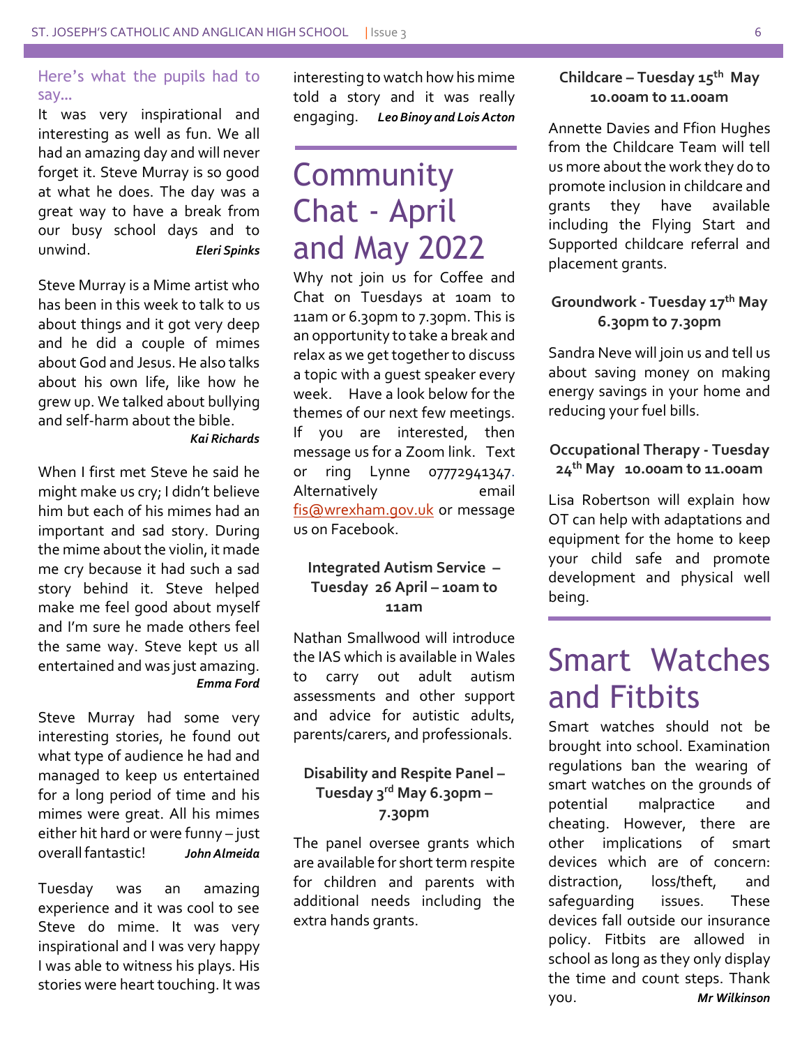## Here's what the pupils had to say…

It was very inspirational and interesting as well as fun. We all had an amazing day and will never forget it. Steve Murray is so good at what he does. The day was a great way to have a break from our busy school days and to unwind. ***Eleri Spinks***

Steve Murray is a Mime artist who has been in this week to talk to us about things and it got very deep and he did a couple of mimes about God and Jesus. He also talks about his own life, like how he grew up. We talked about bullying and self-harm about the bible. ***Kai Richards***

When I first met Steve he said he might make us cry; I didn't believe him but each of his mimes had an important and sad story. During the mime about the violin, it made me cry because it had such a sad story behind it. Steve helped make me feel good about myself and I'm sure he made others feel the same way. Steve kept us all entertained and was just amazing. ***Emma Ford***

Steve Murray had some very interesting stories, he found out what type of audience he had and managed to keep us entertained for a long period of time and his mimes were great. All his mimes either hit hard or were funny – just overall fantastic! ***John Almeida***

Tuesday was an amazing experience and it was cool to see Steve do mime. It was very inspirational and I was very happy I was able to witness his plays. His stories were heart touching. It was interesting to watch how his mime told a story and it was really engaging. ***Leo Binoy and Lois Acton***

# Community Chat - April and May 2022

Why not join us for Coffee and Chat on Tuesdays at 10am to 11am or 6.30pm to 7.30pm. This is an opportunity to take a break and relax as we get together to discuss a topic with a guest speaker every week. Have a look below for the themes of our next few meetings. If you are interested, then message us for a Zoom link. Text or ring Lynne 07772941347. Alternatively email fis@wrexham.gov.uk or message us on Facebook.

**Integrated Autism Service – Tuesday 26 April – 10am to 11am**

Nathan Smallwood will introduce the IAS which is available in Wales to carry out adult autism assessments and other support and advice for autistic adults, parents/carers, and professionals.

**Disability and Respite Panel – Tuesday 3rd May 6.30pm – 7.30pm**

The panel oversee grants which are available for short term respite for children and parents with additional needs including the extra hands grants.

**Childcare – Tuesday 15th May 10.00am to 11.00am**

Annette Davies and Ffion Hughes from the Childcare Team will tell us more about the work they do to promote inclusion in childcare and grants they have available including the Flying Start and Supported childcare referral and placement grants.

**Groundwork - Tuesday 17th May 6.30pm to 7.30pm**

Sandra Neve will join us and tell us about saving money on making energy savings in your home and reducing your fuel bills.

**Occupational Therapy - Tuesday 24th May 10.00am to 11.00am**

Lisa Robertson will explain how OT can help with adaptations and equipment for the home to keep your child safe and promote development and physical well being.

# Smart Watches and Fitbits

Smart watches should not be brought into school. Examination regulations ban the wearing of smart watches on the grounds of potential malpractice and cheating. However, there are other implications of smart devices which are of concern: distraction, loss/theft, and safeguarding issues. These devices fall outside our insurance policy. Fitbits are allowed in school as long as they only display the time and count steps. Thank you. ***Mr Wilkinson***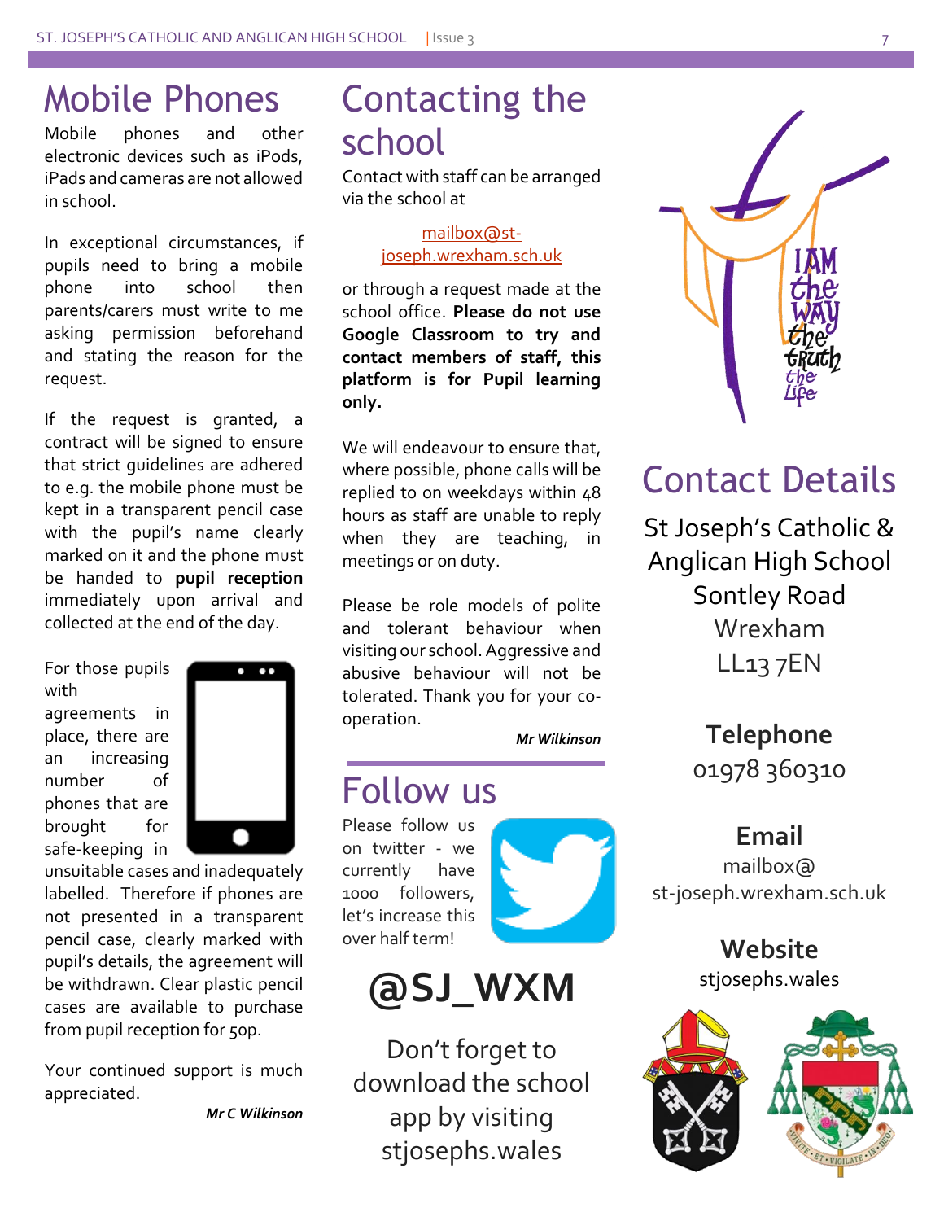## Mobile Phones

Mobile phones and other electronic devices such as iPods, iPads and cameras are not allowed in school.

In exceptional circumstances, if pupils need to bring a mobile phone into school then parents/carers must write to me asking permission beforehand and stating the reason for the request.

If the request is granted, a contract will be signed to ensure that strict guidelines are adhered to e.g. the mobile phone must be kept in a transparent pencil case with the pupil's name clearly marked on it and the phone must be handed to **pupil reception** immediately upon arrival and collected at the end of the day.

For those pupils with agreements in place, there are an increasing number of phones that are brought for safe-keeping in unsuitable cases and inadequately labelled. Therefore if phones are not presented in a transparent pencil case, clearly marked with pupil's details, the agreement will be withdrawn. Clear plastic pencil cases are available to purchase from pupil reception for 50p.

Your continued support is much appreciated.

***Mr C Wilkinson***

## Contacting the school

Contact with staff can be arranged via the school at

mailbox@st-joseph.wrexham.sch.uk

or through a request made at the school office. **Please do not use Google Classroom to try and contact members of staff, this platform is for Pupil learning only.**

We will endeavour to ensure that, where possible, phone calls will be replied to on weekdays within 48 hours as staff are unable to reply when they are teaching, in meetings or on duty.

Please be role models of polite and tolerant behaviour when visiting our school. Aggressive and abusive behaviour will not be tolerated. Thank you for your co-operation.

***Mr Wilkinson***

## Follow us

Please follow us on twitter - we currently have 1000 followers, let's increase this over half term!

# @SJ_WXM

Don't forget to download the school app by visiting stjosephs.wales

I AM the WAY the TRUTH the LIFE

## Contact Details

St Joseph's Catholic & Anglican High School
Sontley Road
Wrexham
LL13 7EN

**Telephone**
01978 360310

**Email**
mailbox@st-joseph.wrexham.sch.uk

**Website**
stjosephs.wales